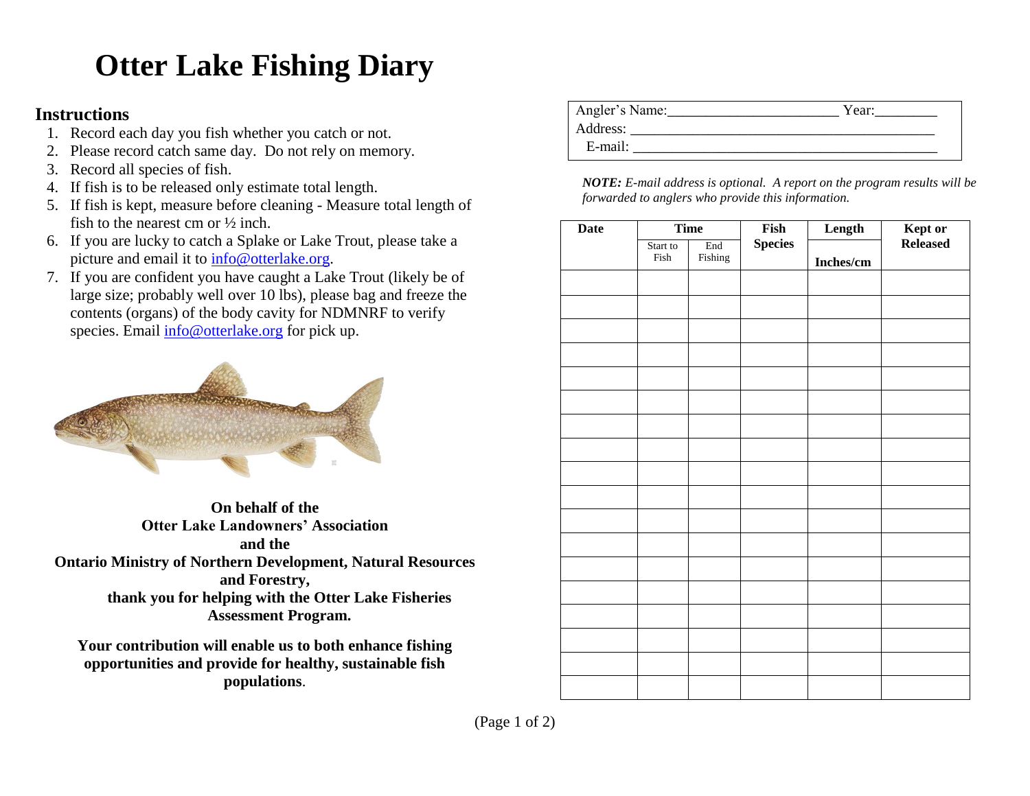# Otter Lake Fishing Diary

## Instructions

1. Record each day you fish whether you catch or not.
2. Please record catch same day. Do not rely on memory.
3. Record all species of fish.
4. If fish is to be released only estimate total length.
5. If fish is kept, measure before cleaning - Measure total length of fish to the nearest cm or ½ inch.
6. If you are lucky to catch a Splake or Lake Trout, please take a picture and email it to info@otterlake.org.
7. If you are confident you have caught a Lake Trout (likely be of large size; probably well over 10 lbs), please bag and freeze the contents (organs) of the body cavity for NDMNRF to verify species. Email info@otterlake.org for pick up.

**On behalf of the**
**Otter Lake Landowners' Association**
**and the**
**Ontario Ministry of Northern Development, Natural Resources and Forestry,**
**thank you for helping with the Otter Lake Fisheries Assessment Program.**

**Your contribution will enable us to both enhance fishing opportunities and provide for healthy, sustainable fish populations**.

Angler's Name:______________________ Year:________
Address: ________________________________________
E-mail: _________________________________________

***NOTE:*** *E-mail address is optional. A report on the program results will be forwarded to anglers who provide this information.*

| Date | Time | | Fish Species | Length | Kept or Released |
|---|---|---|---|---|---|
| | Start to Fish | End Fishing | | Inches/cm | |
| | | | | | |
| | | | | | |
| | | | | | |
| | | | | | |
| | | | | | |
| | | | | | |
| | | | | | |
| | | | | | |
| | | | | | |
| | | | | | |
| | | | | | |
| | | | | | |
| | | | | | |
| | | | | | |
| | | | | | |
| | | | | | |
| | | | | | |
| | | | | | |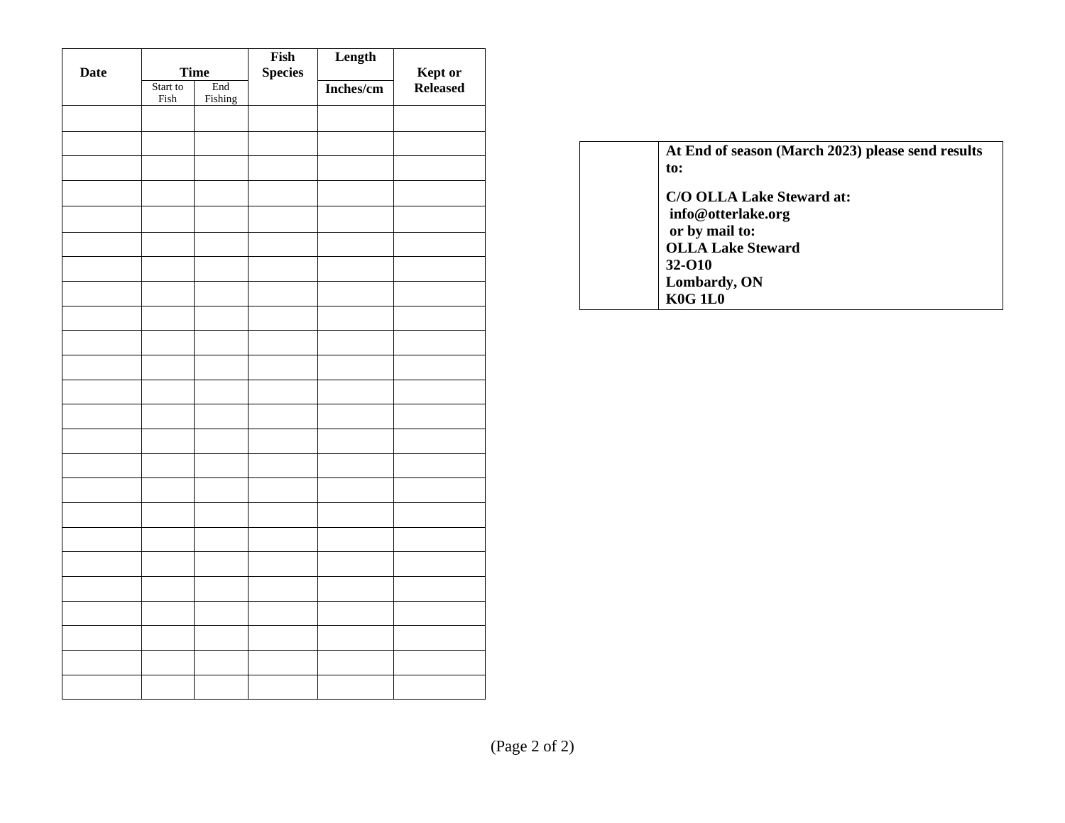| Date | Time | | Fish Species | Length | Kept or Released |
|---|---|---|---|---|---|
| | Start to Fish | End Fishing | | Inches/cm | |
| | | | | | |
| | | | | | |
| | | | | | |
| | | | | | |
| | | | | | |
| | | | | | |
| | | | | | |
| | | | | | |
| | | | | | |
| | | | | | |
| | | | | | |
| | | | | | |
| | | | | | |
| | | | | | |
| | | | | | |
| | | | | | |
| | | | | | |
| | | | | | |
| | | | | | |
| | | | | | |
| | | | | | |
| | | | | | |
| | | | | | |
| | | | | | |

| | |
|---|---|
| | **At End of season (March 2023) please send results to:**<br><br>**C/O OLLA Lake Steward at:**<br>**info@otterlake.org**<br>**or by mail to:**<br>**OLLA Lake Steward**<br>**32-O10**<br>**Lombardy, ON**<br>**K0G 1L0** |